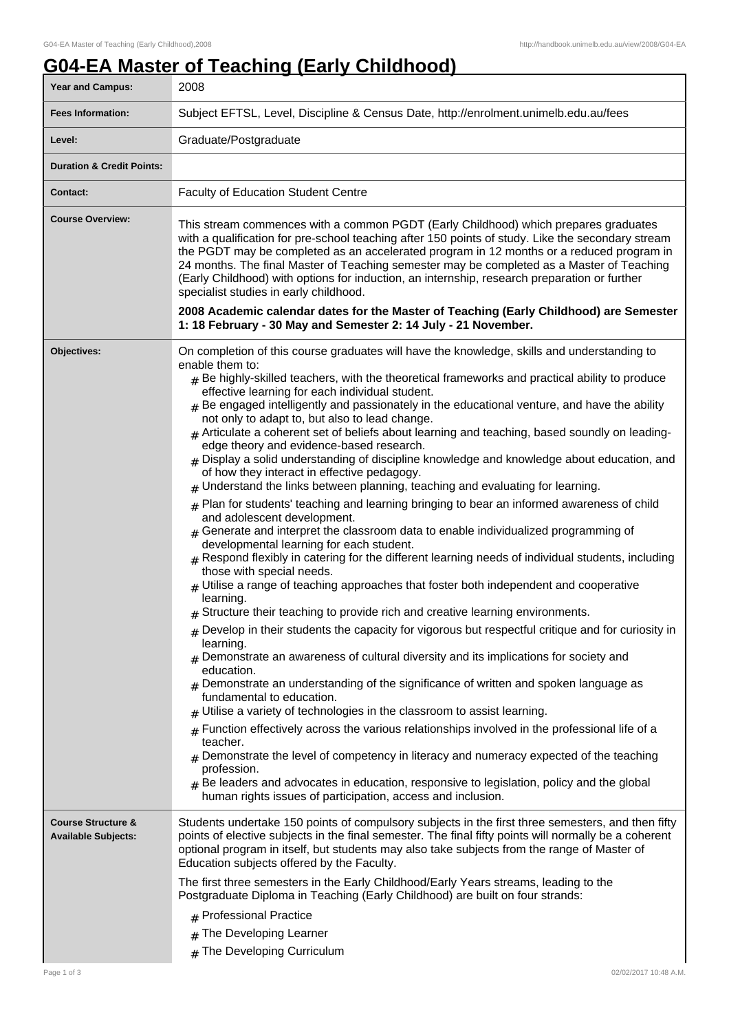# G04-EA Master of Teaching (Early Childhood)

| Year and Campus: | 2008 |
|---|---|
| Fees Information: | Subject EFTSL, Level, Discipline & Census Date, http://enrolment.unimelb.edu.au/fees |
| Level: | Graduate/Postgraduate |
| Duration & Credit Points: | |
| Contact: | Faculty of Education Student Centre |

**Course Overview:**

This stream commences with a common PGDT (Early Childhood) which prepares graduates with a qualification for pre-school teaching after 150 points of study. Like the secondary stream the PGDT may be completed as an accelerated program in 12 months or a reduced program in 24 months. The final Master of Teaching semester may be completed as a Master of Teaching (Early Childhood) with options for induction, an internship, research preparation or further specialist studies in early childhood.

**2008 Academic calendar dates for the Master of Teaching (Early Childhood) are Semester 1: 18 February - 30 May and Semester 2: 14 July - 21 November.**

**Objectives:**

On completion of this course graduates will have the knowledge, skills and understanding to enable them to:

- Be highly-skilled teachers, with the theoretical frameworks and practical ability to produce effective learning for each individual student.
- Be engaged intelligently and passionately in the educational venture, and have the ability not only to adapt to, but also to lead change.
- Articulate a coherent set of beliefs about learning and teaching, based soundly on leading-edge theory and evidence-based research.
- Display a solid understanding of discipline knowledge and knowledge about education, and of how they interact in effective pedagogy.
- Understand the links between planning, teaching and evaluating for learning.
- Plan for students' teaching and learning bringing to bear an informed awareness of child and adolescent development.
- Generate and interpret the classroom data to enable individualized programming of developmental learning for each student.
- Respond flexibly in catering for the different learning needs of individual students, including those with special needs.
- Utilise a range of teaching approaches that foster both independent and cooperative learning.
- Structure their teaching to provide rich and creative learning environments.
- Develop in their students the capacity for vigorous but respectful critique and for curiosity in learning.
- Demonstrate an awareness of cultural diversity and its implications for society and education.
- Demonstrate an understanding of the significance of written and spoken language as fundamental to education.
- Utilise a variety of technologies in the classroom to assist learning.
- Function effectively across the various relationships involved in the professional life of a teacher.
- Demonstrate the level of competency in literacy and numeracy expected of the teaching profession.
- Be leaders and advocates in education, responsive to legislation, policy and the global human rights issues of participation, access and inclusion.

**Course Structure & Available Subjects:**

Students undertake 150 points of compulsory subjects in the first three semesters, and then fifty points of elective subjects in the final semester. The final fifty points will normally be a coherent optional program in itself, but students may also take subjects from the range of Master of Education subjects offered by the Faculty.

The first three semesters in the Early Childhood/Early Years streams, leading to the Postgraduate Diploma in Teaching (Early Childhood) are built on four strands:

- Professional Practice
- The Developing Learner
- The Developing Curriculum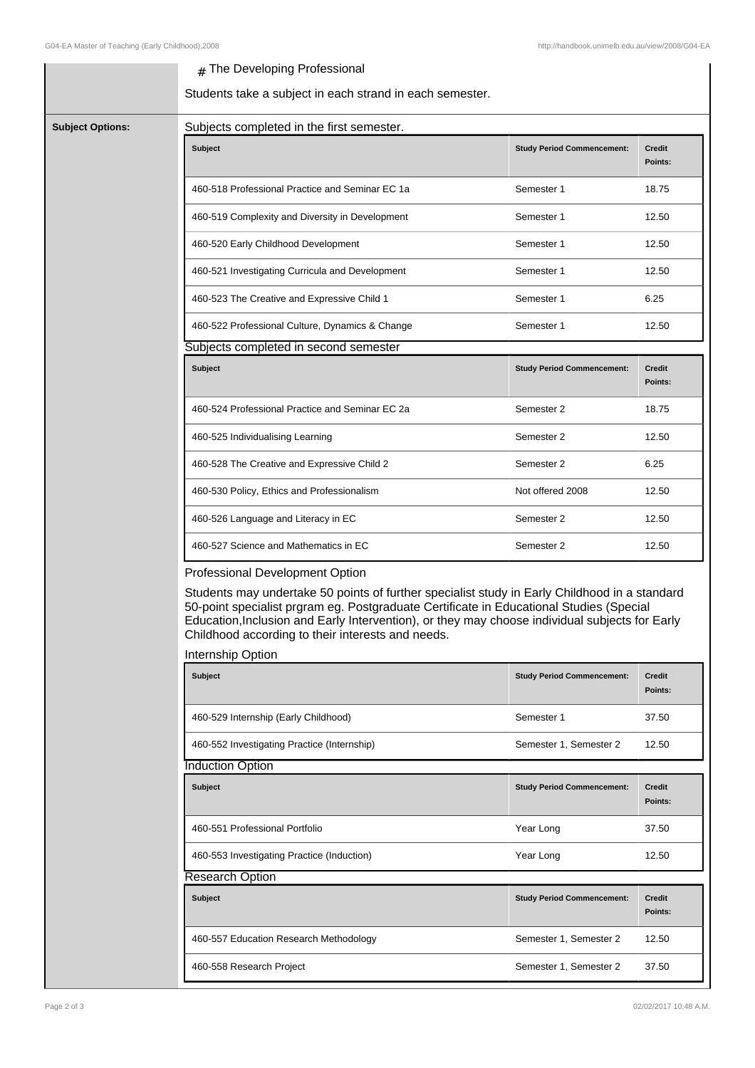# The Developing Professional

Students take a subject in each strand in each semester.

**Subject Options:**

Subjects completed in the first semester.

| Subject | Study Period Commencement: | Credit Points: |
| --- | --- | --- |
| 460-518 Professional Practice and Seminar EC 1a | Semester 1 | 18.75 |
| 460-519 Complexity and Diversity in Development | Semester 1 | 12.50 |
| 460-520 Early Childhood Development | Semester 1 | 12.50 |
| 460-521 Investigating Curricula and Development | Semester 1 | 12.50 |
| 460-523 The Creative and Expressive Child 1 | Semester 1 | 6.25 |
| 460-522 Professional Culture, Dynamics & Change | Semester 1 | 12.50 |

Subjects completed in second semester

| Subject | Study Period Commencement: | Credit Points: |
| --- | --- | --- |
| 460-524 Professional Practice and Seminar EC 2a | Semester 2 | 18.75 |
| 460-525 Individualising Learning | Semester 2 | 12.50 |
| 460-528 The Creative and Expressive Child 2 | Semester 2 | 6.25 |
| 460-530 Policy, Ethics and Professionalism | Not offered 2008 | 12.50 |
| 460-526 Language and Literacy in EC | Semester 2 | 12.50 |
| 460-527 Science and Mathematics in EC | Semester 2 | 12.50 |

Professional Development Option

Students may undertake 50 points of further specialist study in Early Childhood in a standard 50-point specialist prgram eg. Postgraduate Certificate in Educational Studies (Special Education,Inclusion and Early Intervention), or they may choose individual subjects for Early Childhood according to their interests and needs.

Internship Option

| Subject | Study Period Commencement: | Credit Points: |
| --- | --- | --- |
| 460-529 Internship (Early Childhood) | Semester 1 | 37.50 |
| 460-552 Investigating Practice (Internship) | Semester 1, Semester 2 | 12.50 |

Induction Option

| Subject | Study Period Commencement: | Credit Points: |
| --- | --- | --- |
| 460-551 Professional Portfolio | Year Long | 37.50 |
| 460-553 Investigating Practice (Induction) | Year Long | 12.50 |

Research Option

| Subject | Study Period Commencement: | Credit Points: |
| --- | --- | --- |
| 460-557 Education Research Methodology | Semester 1, Semester 2 | 12.50 |
| 460-558 Research Project | Semester 1, Semester 2 | 37.50 |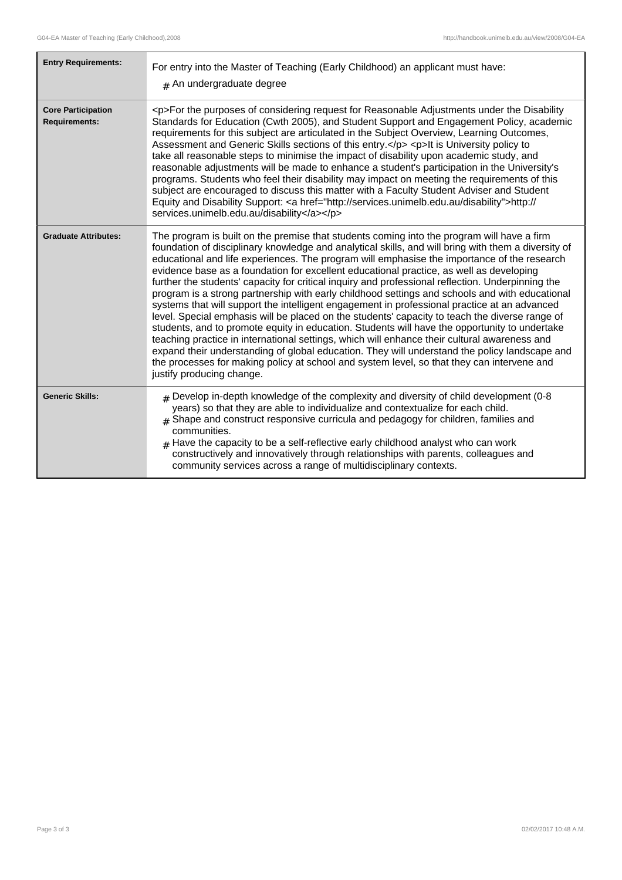| | |
|---|---|
| **Entry Requirements:** | For entry into the Master of Teaching (Early Childhood) an applicant must have:<br># An undergraduate degree |
| **Core Participation Requirements:** | <p>For the purposes of considering request for Reasonable Adjustments under the Disability Standards for Education (Cwth 2005), and Student Support and Engagement Policy, academic requirements for this subject are articulated in the Subject Overview, Learning Outcomes, Assessment and Generic Skills sections of this entry.</p> <p>It is University policy to take all reasonable steps to minimise the impact of disability upon academic study, and reasonable adjustments will be made to enhance a student's participation in the University's programs. Students who feel their disability may impact on meeting the requirements of this subject are encouraged to discuss this matter with a Faculty Student Adviser and Student Equity and Disability Support: <a href="http://services.unimelb.edu.au/disability">http://services.unimelb.edu.au/disability</a></p> |
| **Graduate Attributes:** | The program is built on the premise that students coming into the program will have a firm foundation of disciplinary knowledge and analytical skills, and will bring with them a diversity of educational and life experiences. The program will emphasise the importance of the research evidence base as a foundation for excellent educational practice, as well as developing further the students' capacity for critical inquiry and professional reflection. Underpinning the program is a strong partnership with early childhood settings and schools and with educational systems that will support the intelligent engagement in professional practice at an advanced level. Special emphasis will be placed on the students' capacity to teach the diverse range of students, and to promote equity in education. Students will have the opportunity to undertake teaching practice in international settings, which will enhance their cultural awareness and expand their understanding of global education. They will understand the policy landscape and the processes for making policy at school and system level, so that they can intervene and justify producing change. |
| **Generic Skills:** | # Develop in-depth knowledge of the complexity and diversity of child development (0-8 years) so that they are able to individualize and contextualize for each child.<br># Shape and construct responsive curricula and pedagogy for children, families and communities.<br># Have the capacity to be a self-reflective early childhood analyst who can work constructively and innovatively through relationships with parents, colleagues and community services across a range of multidisciplinary contexts. |